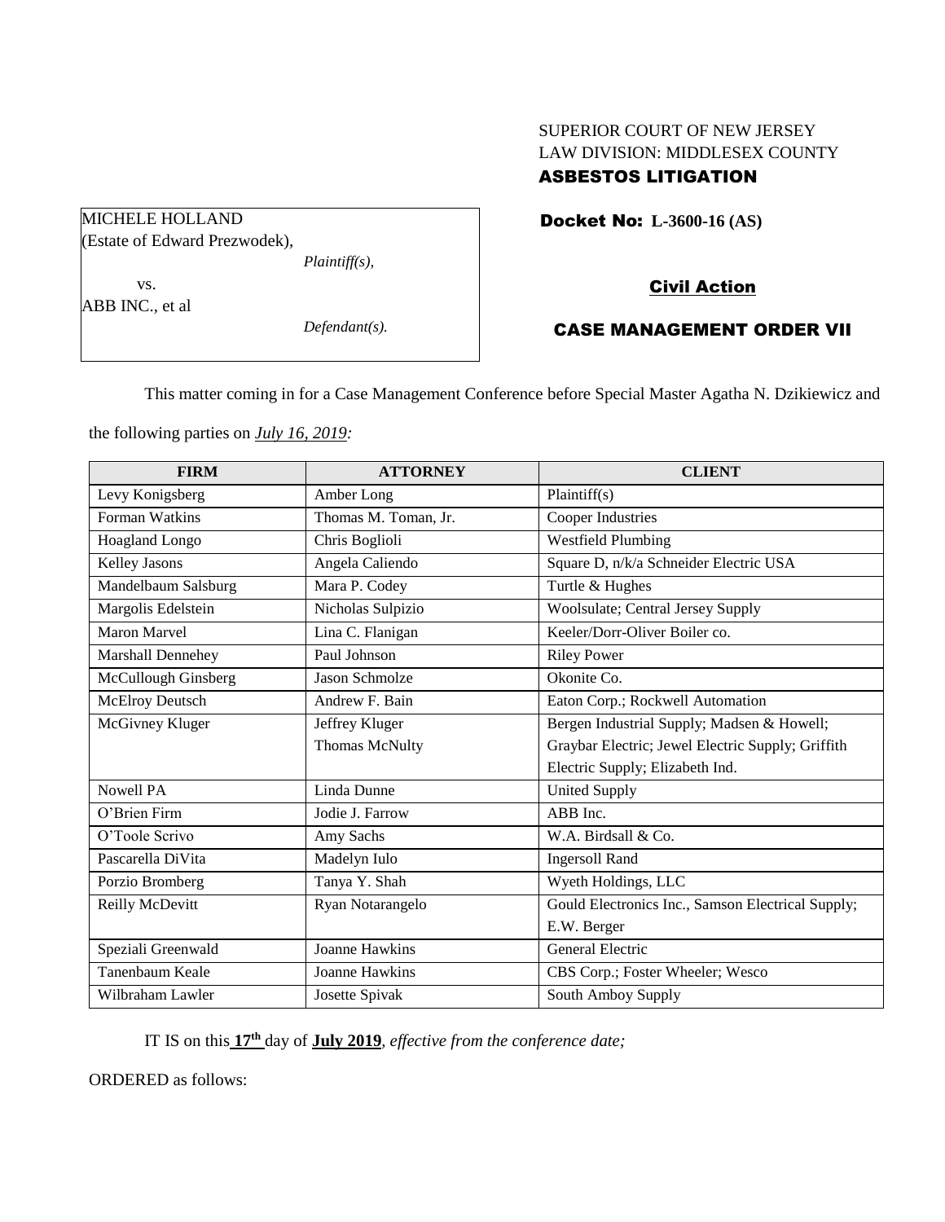SUPERIOR COURT OF NEW JERSEY
LAW DIVISION: MIDDLESEX COUNTY
**ASBESTOS LITIGATION**

MICHELE HOLLAND
(Estate of Edward Prezwodek),
*Plaintiff(s),*

vs.

ABB INC., et al
*Defendant(s).*

**Docket No: L-3600-16 (AS)**

**Civil Action**

**CASE MANAGEMENT ORDER VII**

This matter coming in for a Case Management Conference before Special Master Agatha N. Dzikiewicz and the following parties on ***July 16, 2019:***

| FIRM | ATTORNEY | CLIENT |
|---|---|---|
| Levy Konigsberg | Amber Long | Plaintiff(s) |
| Forman Watkins | Thomas M. Toman, Jr. | Cooper Industries |
| Hoagland Longo | Chris Boglioli | Westfield Plumbing |
| Kelley Jasons | Angela Caliendo | Square D, n/k/a Schneider Electric USA |
| Mandelbaum Salsburg | Mara P. Codey | Turtle & Hughes |
| Margolis Edelstein | Nicholas Sulpizio | Woolsulate; Central Jersey Supply |
| Maron Marvel | Lina C. Flanigan | Keeler/Dorr-Oliver Boiler co. |
| Marshall Dennehey | Paul Johnson | Riley Power |
| McCullough Ginsberg | Jason Schmolze | Okonite Co. |
| McElroy Deutsch | Andrew F. Bain | Eaton Corp.; Rockwell Automation |
| McGivney Kluger | Jeffrey Kluger<br>Thomas McNulty | Bergen Industrial Supply; Madsen & Howell; Graybar Electric; Jewel Electric Supply; Griffith Electric Supply; Elizabeth Ind. |
| Nowell PA | Linda Dunne | United Supply |
| O'Brien Firm | Jodie J. Farrow | ABB Inc. |
| O'Toole Scrivo | Amy Sachs | W.A. Birdsall & Co. |
| Pascarella DiVita | Madelyn Iulo | Ingersoll Rand |
| Porzio Bromberg | Tanya Y. Shah | Wyeth Holdings, LLC |
| Reilly McDevitt | Ryan Notarangelo | Gould Electronics Inc., Samson Electrical Supply; E.W. Berger |
| Speziali Greenwald | Joanne Hawkins | General Electric |
| Tanenbaum Keale | Joanne Hawkins | CBS Corp.; Foster Wheeler; Wesco |
| Wilbraham Lawler | Josette Spivak | South Amboy Supply |

IT IS on this **17th** day of **July 2019**, *effective from the conference date;*

ORDERED as follows: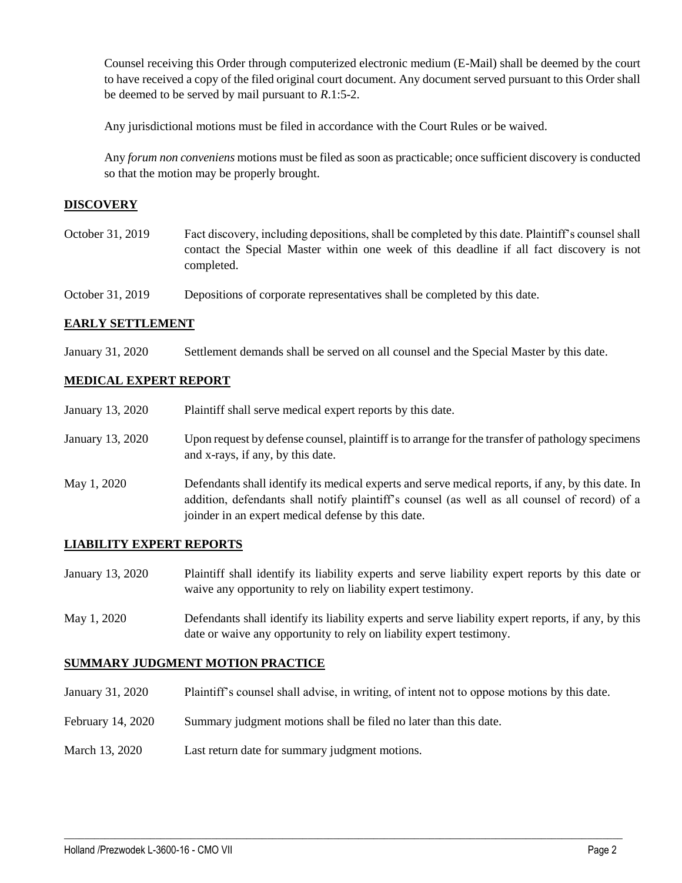Counsel receiving this Order through computerized electronic medium (E-Mail) shall be deemed by the court to have received a copy of the filed original court document. Any document served pursuant to this Order shall be deemed to be served by mail pursuant to *R*.1:5-2.

Any jurisdictional motions must be filed in accordance with the Court Rules or be waived.

Any *forum non conveniens* motions must be filed as soon as practicable; once sufficient discovery is conducted so that the motion may be properly brought.

## DISCOVERY

| | |
|---|---|
| October 31, 2019 | Fact discovery, including depositions, shall be completed by this date. Plaintiff's counsel shall contact the Special Master within one week of this deadline if all fact discovery is not completed. |
| October 31, 2019 | Depositions of corporate representatives shall be completed by this date. |

## EARLY SETTLEMENT

| | |
|---|---|
| January 31, 2020 | Settlement demands shall be served on all counsel and the Special Master by this date. |

## MEDICAL EXPERT REPORT

| | |
|---|---|
| January 13, 2020 | Plaintiff shall serve medical expert reports by this date. |
| January 13, 2020 | Upon request by defense counsel, plaintiff is to arrange for the transfer of pathology specimens and x-rays, if any, by this date. |
| May 1, 2020 | Defendants shall identify its medical experts and serve medical reports, if any, by this date. In addition, defendants shall notify plaintiff's counsel (as well as all counsel of record) of a joinder in an expert medical defense by this date. |

## LIABILITY EXPERT REPORTS

| | |
|---|---|
| January 13, 2020 | Plaintiff shall identify its liability experts and serve liability expert reports by this date or waive any opportunity to rely on liability expert testimony. |
| May 1, 2020 | Defendants shall identify its liability experts and serve liability expert reports, if any, by this date or waive any opportunity to rely on liability expert testimony. |

## SUMMARY JUDGMENT MOTION PRACTICE

| | |
|---|---|
| January 31, 2020 | Plaintiff's counsel shall advise, in writing, of intent not to oppose motions by this date. |
| February 14, 2020 | Summary judgment motions shall be filed no later than this date. |
| March 13, 2020 | Last return date for summary judgment motions. |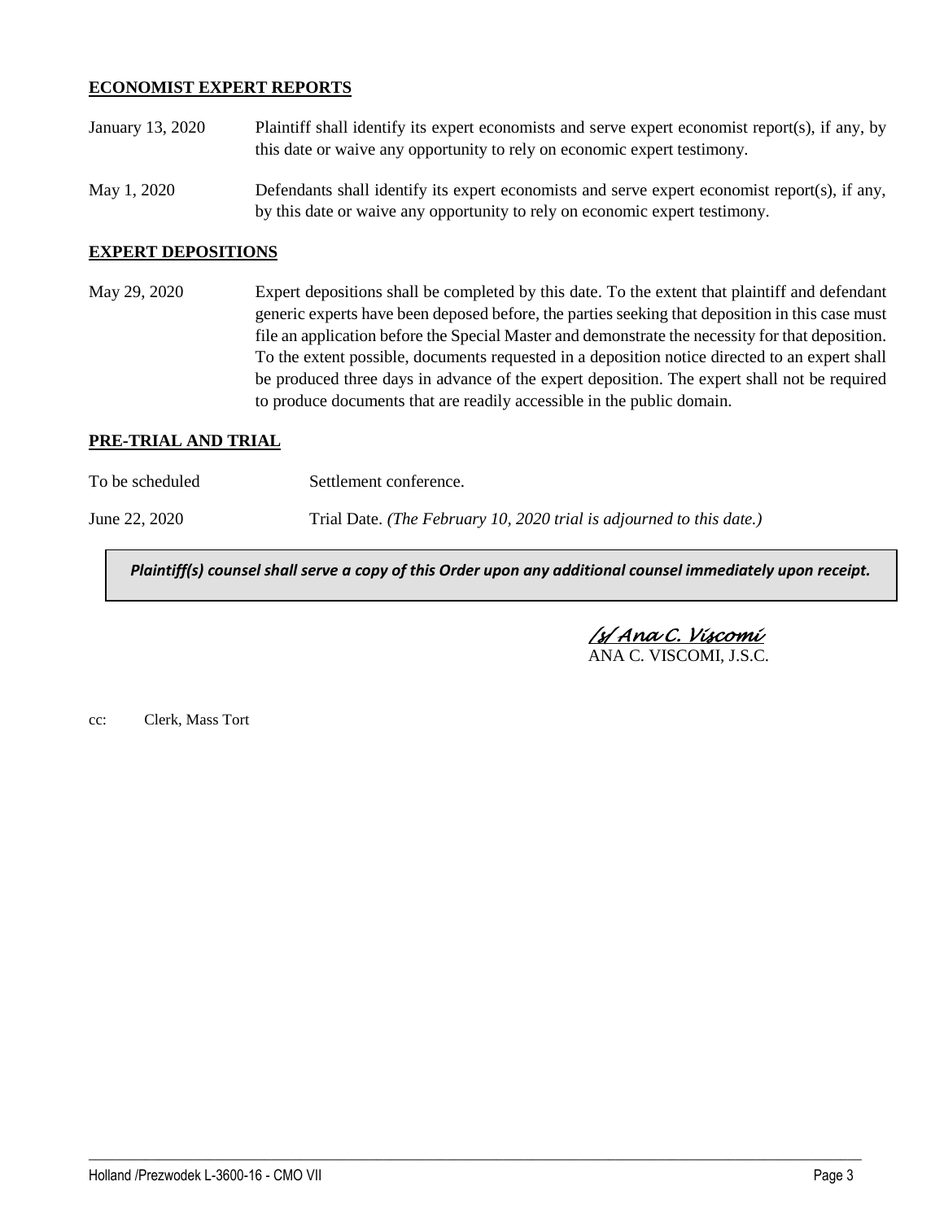**ECONOMIST EXPERT REPORTS**

| | |
|---|---|
| January 13, 2020 | Plaintiff shall identify its expert economists and serve expert economist report(s), if any, by this date or waive any opportunity to rely on economic expert testimony. |
| May 1, 2020 | Defendants shall identify its expert economists and serve expert economist report(s), if any, by this date or waive any opportunity to rely on economic expert testimony. |

**EXPERT DEPOSITIONS**

| | |
|---|---|
| May 29, 2020 | Expert depositions shall be completed by this date. To the extent that plaintiff and defendant generic experts have been deposed before, the parties seeking that deposition in this case must file an application before the Special Master and demonstrate the necessity for that deposition. To the extent possible, documents requested in a deposition notice directed to an expert shall be produced three days in advance of the expert deposition. The expert shall not be required to produce documents that are readily accessible in the public domain. |

**PRE-TRIAL AND TRIAL**

| | |
|---|---|
| To be scheduled | Settlement conference. |
| June 22, 2020 | Trial Date. *(The February 10, 2020 trial is adjourned to this date.)* |

***Plaintiff(s) counsel shall serve a copy of this Order upon any additional counsel immediately upon receipt.***

/s/ Ana C. Viscomi
ANA C. VISCOMI, J.S.C.

cc: Clerk, Mass Tort